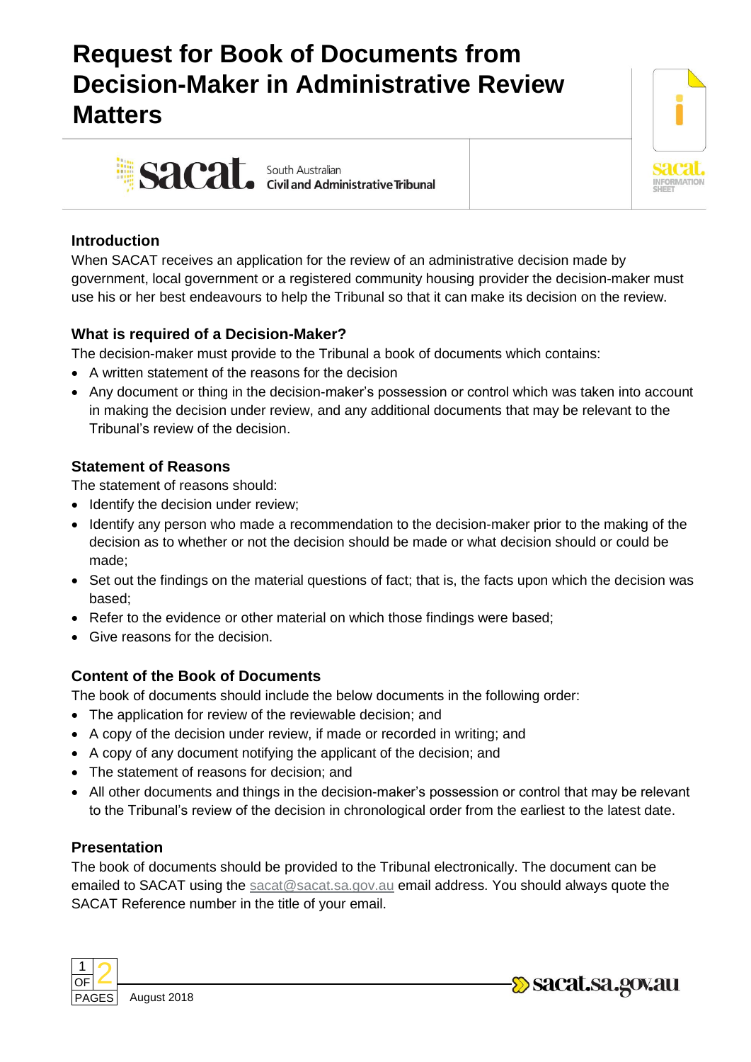# Request for Book of Documents from Decision-Maker in Administrative Review Matters

South Australian Civil and Administrative Tribunal

## Introduction

When SACAT receives an application for the review of an administrative decision made by government, local government or a registered community housing provider the decision-maker must use his or her best endeavours to help the Tribunal so that it can make its decision on the review.

## What is required of a Decision-Maker?

The decision-maker must provide to the Tribunal a book of documents which contains:

- A written statement of the reasons for the decision
- Any document or thing in the decision-maker's possession or control which was taken into account in making the decision under review, and any additional documents that may be relevant to the Tribunal's review of the decision.

## Statement of Reasons

The statement of reasons should:

- Identify the decision under review;
- Identify any person who made a recommendation to the decision-maker prior to the making of the decision as to whether or not the decision should be made or what decision should or could be made;
- Set out the findings on the material questions of fact; that is, the facts upon which the decision was based;
- Refer to the evidence or other material on which those findings were based;
- Give reasons for the decision.

## Content of the Book of Documents

The book of documents should include the below documents in the following order:

- The application for review of the reviewable decision; and
- A copy of the decision under review, if made or recorded in writing; and
- A copy of any document notifying the applicant of the decision; and
- The statement of reasons for decision; and
- All other documents and things in the decision-maker's possession or control that may be relevant to the Tribunal's review of the decision in chronological order from the earliest to the latest date.

## Presentation

The book of documents should be provided to the Tribunal electronically. The document can be emailed to SACAT using the sacat@sacat.sa.gov.au email address. You should always quote the SACAT Reference number in the title of your email.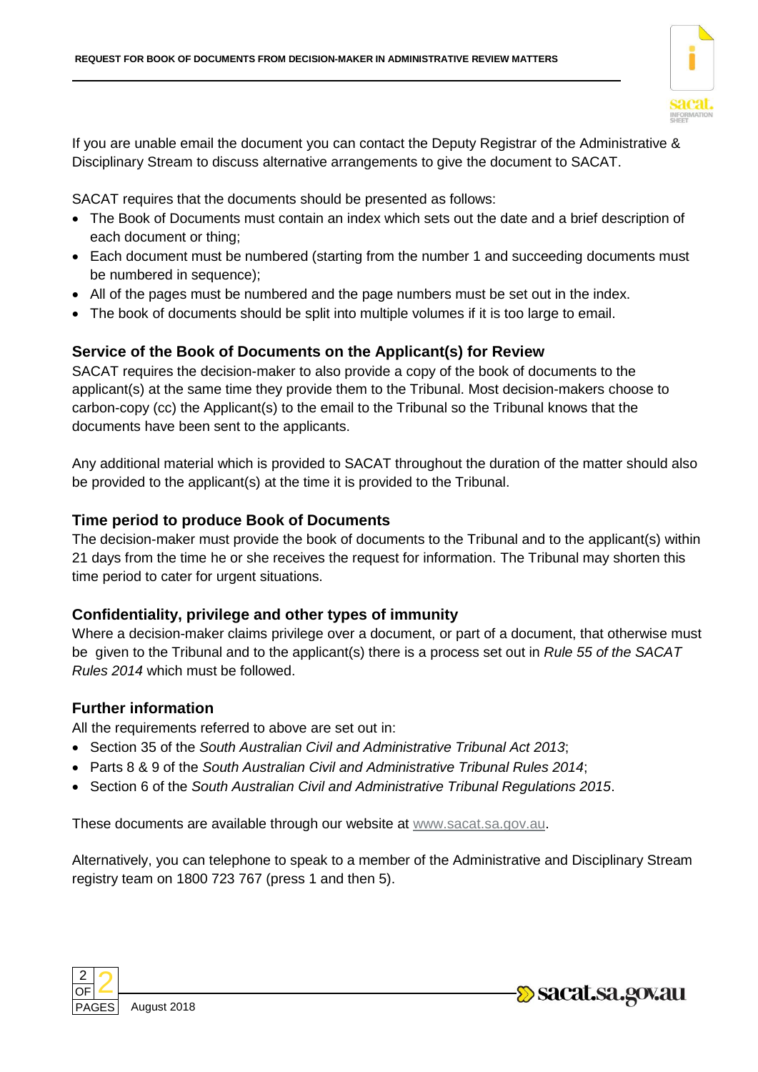If you are unable email the document you can contact the Deputy Registrar of the Administrative & Disciplinary Stream to discuss alternative arrangements to give the document to SACAT.

SACAT requires that the documents should be presented as follows:

- The Book of Documents must contain an index which sets out the date and a brief description of each document or thing;
- Each document must be numbered (starting from the number 1 and succeeding documents must be numbered in sequence);
- All of the pages must be numbered and the page numbers must be set out in the index.
- The book of documents should be split into multiple volumes if it is too large to email.

## Service of the Book of Documents on the Applicant(s) for Review

SACAT requires the decision-maker to also provide a copy of the book of documents to the applicant(s) at the same time they provide them to the Tribunal. Most decision-makers choose to carbon-copy (cc) the Applicant(s) to the email to the Tribunal so the Tribunal knows that the documents have been sent to the applicants.

Any additional material which is provided to SACAT throughout the duration of the matter should also be provided to the applicant(s) at the time it is provided to the Tribunal.

## Time period to produce Book of Documents

The decision-maker must provide the book of documents to the Tribunal and to the applicant(s) within 21 days from the time he or she receives the request for information. The Tribunal may shorten this time period to cater for urgent situations.

## Confidentiality, privilege and other types of immunity

Where a decision-maker claims privilege over a document, or part of a document, that otherwise must be given to the Tribunal and to the applicant(s) there is a process set out in *Rule 55 of the SACAT Rules 2014* which must be followed.

## Further information

All the requirements referred to above are set out in:

- Section 35 of the *South Australian Civil and Administrative Tribunal Act 2013*;
- Parts 8 & 9 of the *South Australian Civil and Administrative Tribunal Rules 2014*;
- Section 6 of the *South Australian Civil and Administrative Tribunal Regulations 2015*.

These documents are available through our website at www.sacat.sa.gov.au.

Alternatively, you can telephone to speak to a member of the Administrative and Disciplinary Stream registry team on 1800 723 767 (press 1 and then 5).